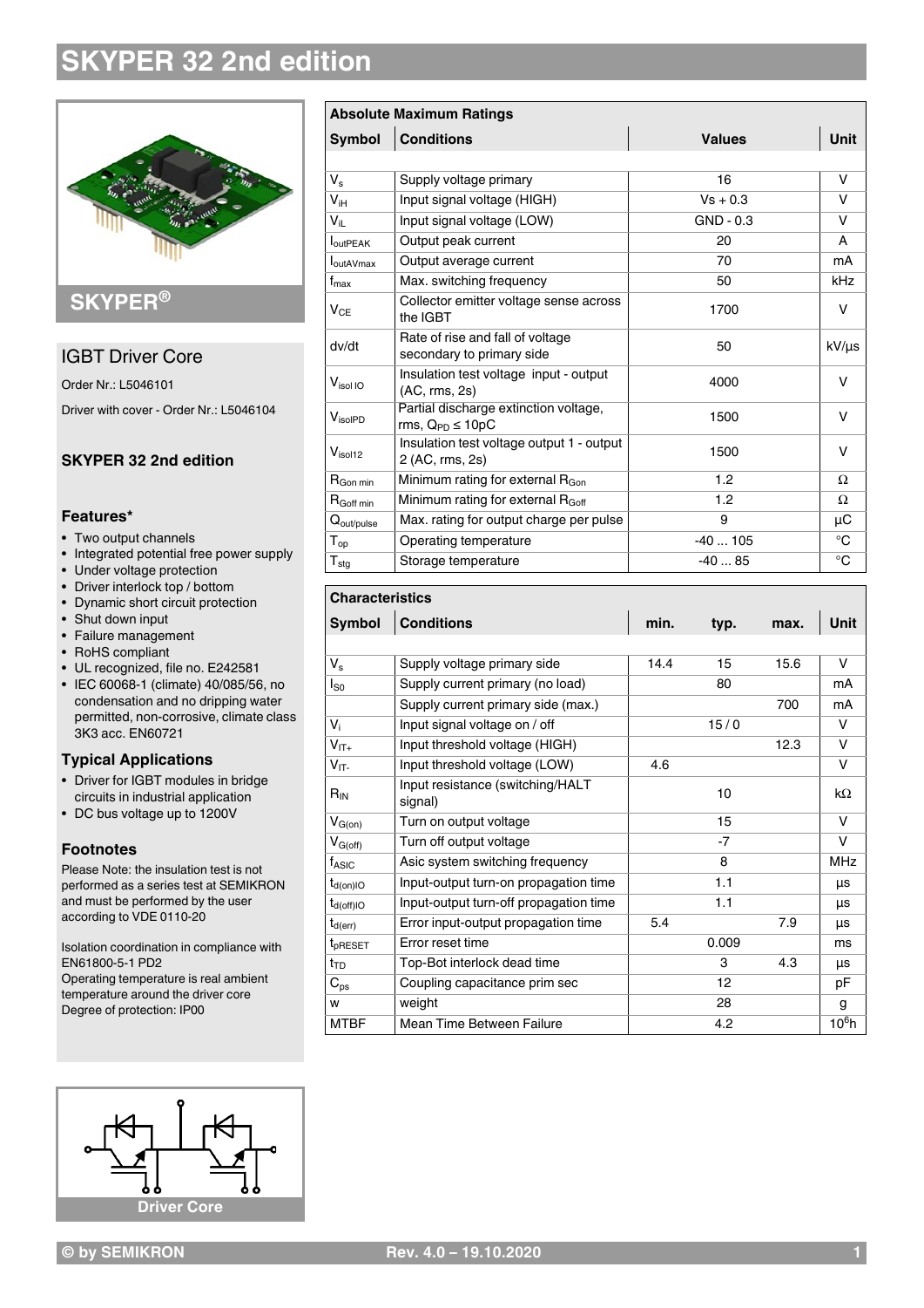# SKYPER 32 2nd edition

SKYPER®

## IGBT Driver Core

Order Nr.: L5046101

Driver with cover - Order Nr.: L5046104

### SKYPER 32 2nd edition

### Features*

- Two output channels
- Integrated potential free power supply
- Under voltage protection
- Driver interlock top / bottom
- Dynamic short circuit protection
- Shut down input
- Failure management
- RoHS compliant
- UL recognized, file no. E242581
- IEC 60068-1 (climate) 40/085/56, no condensation and no dripping water permitted, non-corrosive, climate class 3K3 acc. EN60721

### Typical Applications

- Driver for IGBT modules in bridge circuits in industrial application
- DC bus voltage up to 1200V

### Footnotes

Please Note: the insulation test is not performed as a series test at SEMIKRON and must be performed by the user according to VDE 0110-20

Isolation coordination in compliance with EN61800-5-1 PD2
Operating temperature is real ambient temperature around the driver core
Degree of protection: IP00

Driver Core

**Absolute Maximum Ratings**

| Symbol | Conditions | Values | Unit |
|---|---|---|---|
| $V_s$ | Supply voltage primary | 16 | V |
| $V_{iH}$ | Input signal voltage (HIGH) | Vs + 0.3 | V |
| $V_{iL}$ | Input signal voltage (LOW) | GND - 0.3 | V |
| $I_{outPEAK}$ | Output peak current | 20 | A |
| $I_{outAVmax}$ | Output average current | 70 | mA |
| $f_{max}$ | Max. switching frequency | 50 | kHz |
| $V_{CE}$ | Collector emitter voltage sense across the IGBT | 1700 | V |
| dv/dt | Rate of rise and fall of voltage secondary to primary side | 50 | kV/µs |
| $V_{isol IO}$ | Insulation test voltage input - output (AC, rms, 2s) | 4000 | V |
| $V_{isolPD}$ | Partial discharge extinction voltage, rms, $Q_{PD} \leq$ 10pC | 1500 | V |
| $V_{isol12}$ | Insulation test voltage output 1 - output 2 (AC, rms, 2s) | 1500 | V |
| $R_{Gon\,min}$ | Minimum rating for external $R_{Gon}$ | 1.2 | Ω |
| $R_{Goff\,min}$ | Minimum rating for external $R_{Goff}$ | 1.2 | Ω |
| $Q_{out/pulse}$ | Max. rating for output charge per pulse | 9 | µC |
| $T_{op}$ | Operating temperature | -40 ... 105 | °C |
| $T_{stg}$ | Storage temperature | -40 ... 85 | °C |

**Characteristics**

| Symbol | Conditions | min. | typ. | max. | Unit |
|---|---|---|---|---|---|
| $V_s$ | Supply voltage primary side | 14.4 | 15 | 15.6 | V |
| $I_{S0}$ | Supply current primary (no load) | | 80 | | mA |
| | Supply current primary side (max.) | | | 700 | mA |
| $V_i$ | Input signal voltage on / off | | 15 / 0 | | V |
| $V_{IT+}$ | Input threshold voltage (HIGH) | | | 12.3 | V |
| $V_{IT-}$ | Input threshold voltage (LOW) | 4.6 | | | V |
| $R_{IN}$ | Input resistance (switching/HALT signal) | | 10 | | kΩ |
| $V_{G(on)}$ | Turn on output voltage | | 15 | | V |
| $V_{G(off)}$ | Turn off output voltage | | -7 | | V |
| $f_{ASIC}$ | Asic system switching frequency | | 8 | | MHz |
| $t_{d(on)IO}$ | Input-output turn-on propagation time | | 1.1 | | µs |
| $t_{d(off)IO}$ | Input-output turn-off propagation time | | 1.1 | | µs |
| $t_{d(err)}$ | Error input-output propagation time | 5.4 | | 7.9 | µs |
| $t_{pRESET}$ | Error reset time | | 0.009 | | ms |
| $t_{TD}$ | Top-Bot interlock dead time | | 3 | 4.3 | µs |
| $C_{ps}$ | Coupling capacitance prim sec | | 12 | | pF |
| w | weight | | 28 | | g |
| MTBF | Mean Time Between Failure | | 4.2 | | $10^6$h |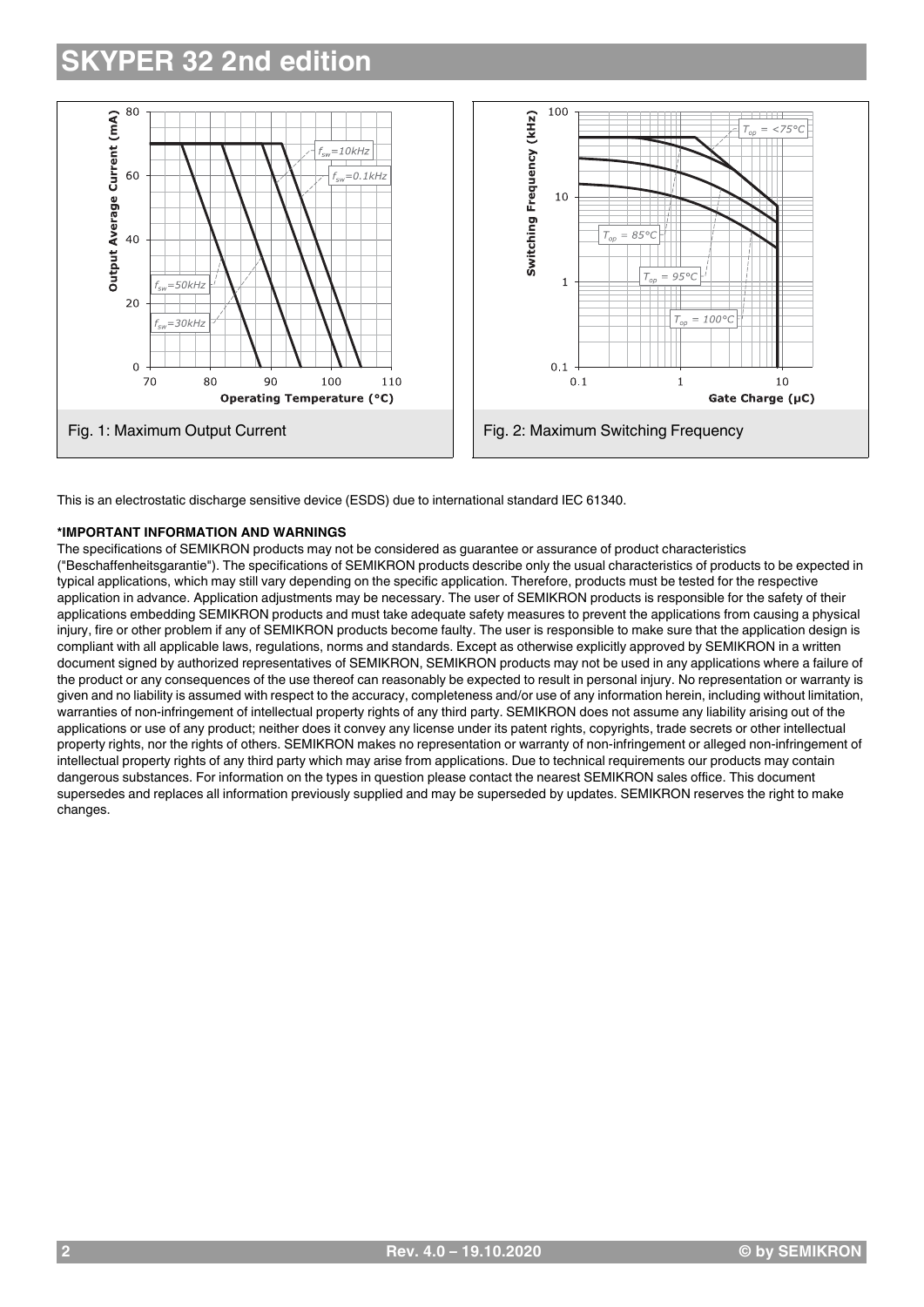Output Average Current (mA)

80

60

40

20

0

70 80 90 100 110

Operating Temperature (°C)

$f_{sw}$=10kHz

$f_{sw}$=0.1kHz

$f_{sw}$=50kHz

$f_{sw}$=30kHz

Fig. 1: Maximum Output Current

Switching Frequency (kHz)

100

10

1

0.1

0.1 1 10

Gate Charge (µC)

$T_{op}$ = <75°C

$T_{op}$ = 85°C

$T_{op}$ = 95°C

$T_{op}$ = 100°C

Fig. 2: Maximum Switching Frequency

This is an electrostatic discharge sensitive device (ESDS) due to international standard IEC 61340.

**\*IMPORTANT INFORMATION AND WARNINGS**

The specifications of SEMIKRON products may not be considered as guarantee or assurance of product characteristics ("Beschaffenheitsgarantie"). The specifications of SEMIKRON products describe only the usual characteristics of products to be expected in typical applications, which may still vary depending on the specific application. Therefore, products must be tested for the respective application in advance. Application adjustments may be necessary. The user of SEMIKRON products is responsible for the safety of their applications embedding SEMIKRON products and must take adequate safety measures to prevent the applications from causing a physical injury, fire or other problem if any of SEMIKRON products become faulty. The user is responsible to make sure that the application design is compliant with all applicable laws, regulations, norms and standards. Except as otherwise explicitly approved by SEMIKRON in a written document signed by authorized representatives of SEMIKRON, SEMIKRON products may not be used in any applications where a failure of the product or any consequences of the use thereof can reasonably be expected to result in personal injury. No representation or warranty is given and no liability is assumed with respect to the accuracy, completeness and/or use of any information herein, including without limitation, warranties of non-infringement of intellectual property rights of any third party. SEMIKRON does not assume any liability arising out of the applications or use of any product; neither does it convey any license under its patent rights, copyrights, trade secrets or other intellectual property rights, nor the rights of others. SEMIKRON makes no representation or warranty of non-infringement or alleged non-infringement of intellectual property rights of any third party which may arise from applications. Due to technical requirements our products may contain dangerous substances. For information on the types in question please contact the nearest SEMIKRON sales office. This document supersedes and replaces all information previously supplied and may be superseded by updates. SEMIKRON reserves the right to make changes.